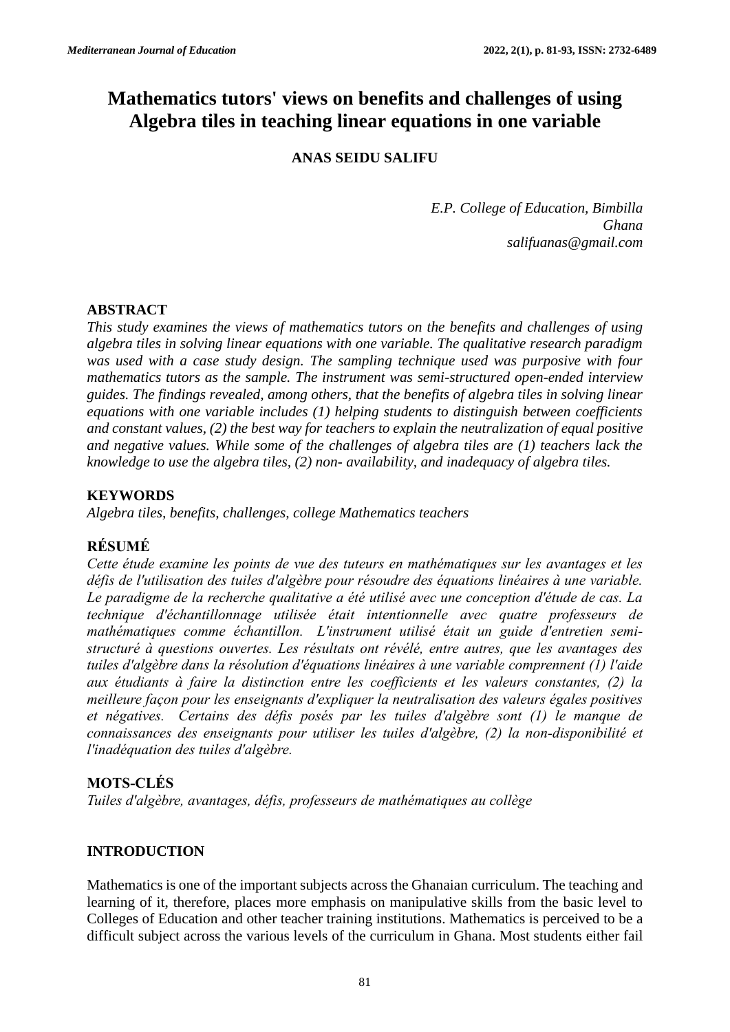# Mathematics tutors' views on benefits and challenges of using Algebra tiles in teaching linear equations in one variable

**ANAS SEIDU SALIFU**

*E.P. College of Education, Bimbilla*
*Ghana*
*salifuanas@gmail.com*

## ABSTRACT

*This study examines the views of mathematics tutors on the benefits and challenges of using algebra tiles in solving linear equations with one variable. The qualitative research paradigm was used with a case study design. The sampling technique used was purposive with four mathematics tutors as the sample. The instrument was semi-structured open-ended interview guides. The findings revealed, among others, that the benefits of algebra tiles in solving linear equations with one variable includes (1) helping students to distinguish between coefficients and constant values, (2) the best way for teachers to explain the neutralization of equal positive and negative values. While some of the challenges of algebra tiles are (1) teachers lack the knowledge to use the algebra tiles, (2) non- availability, and inadequacy of algebra tiles.*

## KEYWORDS

*Algebra tiles, benefits, challenges, college Mathematics teachers*

## RÉSUMÉ

*Cette étude examine les points de vue des tuteurs en mathématiques sur les avantages et les défis de l'utilisation des tuiles d'algèbre pour résoudre des équations linéaires à une variable. Le paradigme de la recherche qualitative a été utilisé avec une conception d'étude de cas. La technique d'échantillonnage utilisée était intentionnelle avec quatre professeurs de mathématiques comme échantillon. L'instrument utilisé était un guide d'entretien semi-structuré à questions ouvertes. Les résultats ont révélé, entre autres, que les avantages des tuiles d'algèbre dans la résolution d'équations linéaires à une variable comprennent (1) l'aide aux étudiants à faire la distinction entre les coefficients et les valeurs constantes, (2) la meilleure façon pour les enseignants d'expliquer la neutralisation des valeurs égales positives et négatives. Certains des défis posés par les tuiles d'algèbre sont (1) le manque de connaissances des enseignants pour utiliser les tuiles d'algèbre, (2) la non-disponibilité et l'inadéquation des tuiles d'algèbre.*

## MOTS-CLÉS

*Tuiles d'algèbre, avantages, défis, professeurs de mathématiques au collège*

## INTRODUCTION

Mathematics is one of the important subjects across the Ghanaian curriculum. The teaching and learning of it, therefore, places more emphasis on manipulative skills from the basic level to Colleges of Education and other teacher training institutions. Mathematics is perceived to be a difficult subject across the various levels of the curriculum in Ghana. Most students either fail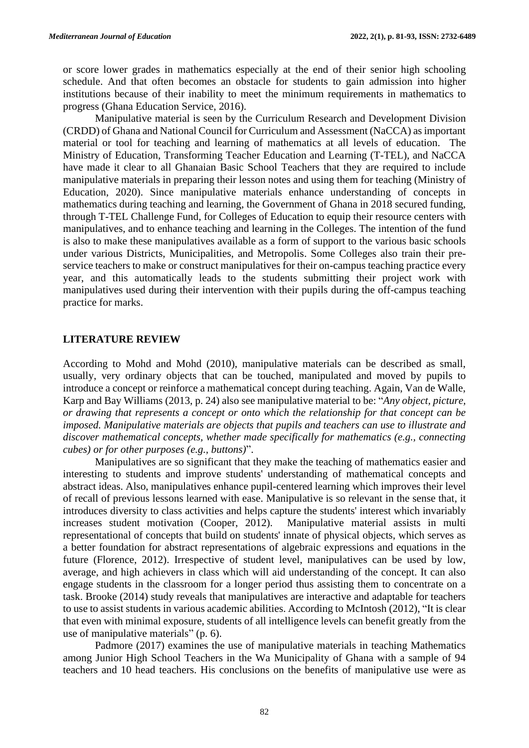or score lower grades in mathematics especially at the end of their senior high schooling schedule. And that often becomes an obstacle for students to gain admission into higher institutions because of their inability to meet the minimum requirements in mathematics to progress (Ghana Education Service, 2016).

Manipulative material is seen by the Curriculum Research and Development Division (CRDD) of Ghana and National Council for Curriculum and Assessment (NaCCA) as important material or tool for teaching and learning of mathematics at all levels of education. The Ministry of Education, Transforming Teacher Education and Learning (T-TEL), and NaCCA have made it clear to all Ghanaian Basic School Teachers that they are required to include manipulative materials in preparing their lesson notes and using them for teaching (Ministry of Education, 2020). Since manipulative materials enhance understanding of concepts in mathematics during teaching and learning, the Government of Ghana in 2018 secured funding, through T-TEL Challenge Fund, for Colleges of Education to equip their resource centers with manipulatives, and to enhance teaching and learning in the Colleges. The intention of the fund is also to make these manipulatives available as a form of support to the various basic schools under various Districts, Municipalities, and Metropolis. Some Colleges also train their pre-service teachers to make or construct manipulatives for their on-campus teaching practice every year, and this automatically leads to the students submitting their project work with manipulatives used during their intervention with their pupils during the off-campus teaching practice for marks.

## LITERATURE REVIEW

According to Mohd and Mohd (2010), manipulative materials can be described as small, usually, very ordinary objects that can be touched, manipulated and moved by pupils to introduce a concept or reinforce a mathematical concept during teaching. Again, Van de Walle, Karp and Bay Williams (2013, p. 24) also see manipulative material to be: "*Any object, picture, or drawing that represents a concept or onto which the relationship for that concept can be imposed. Manipulative materials are objects that pupils and teachers can use to illustrate and discover mathematical concepts, whether made specifically for mathematics (e.g., connecting cubes) or for other purposes (e.g., buttons)*".

Manipulatives are so significant that they make the teaching of mathematics easier and interesting to students and improve students' understanding of mathematical concepts and abstract ideas. Also, manipulatives enhance pupil-centered learning which improves their level of recall of previous lessons learned with ease. Manipulative is so relevant in the sense that, it introduces diversity to class activities and helps capture the students' interest which invariably increases student motivation (Cooper, 2012). Manipulative material assists in multi representational of concepts that build on students' innate of physical objects, which serves as a better foundation for abstract representations of algebraic expressions and equations in the future (Florence, 2012). Irrespective of student level, manipulatives can be used by low, average, and high achievers in class which will aid understanding of the concept. It can also engage students in the classroom for a longer period thus assisting them to concentrate on a task. Brooke (2014) study reveals that manipulatives are interactive and adaptable for teachers to use to assist students in various academic abilities. According to McIntosh (2012), "It is clear that even with minimal exposure, students of all intelligence levels can benefit greatly from the use of manipulative materials" (p. 6).

Padmore (2017) examines the use of manipulative materials in teaching Mathematics among Junior High School Teachers in the Wa Municipality of Ghana with a sample of 94 teachers and 10 head teachers. His conclusions on the benefits of manipulative use were as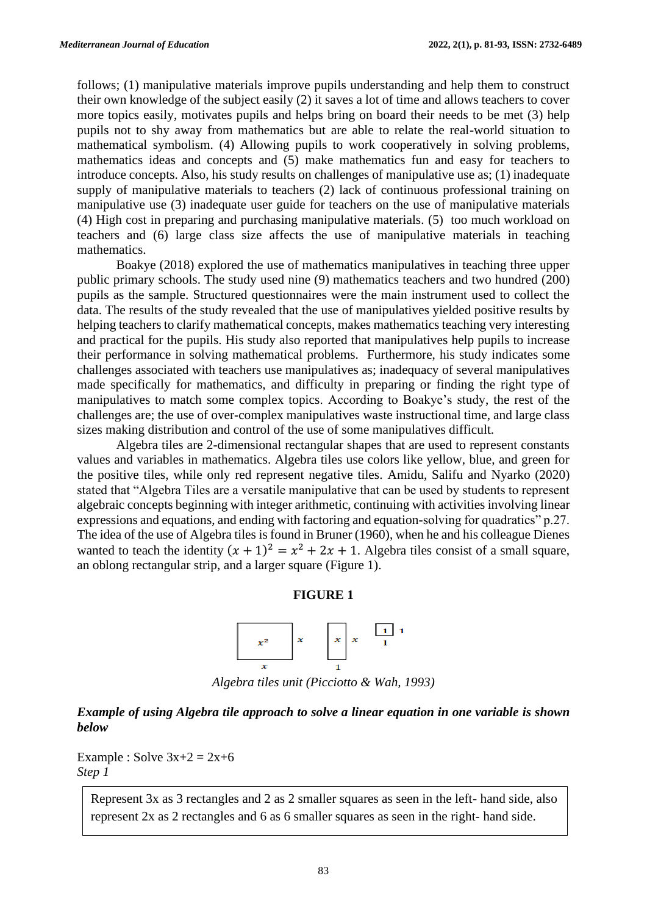follows; (1) manipulative materials improve pupils understanding and help them to construct their own knowledge of the subject easily (2) it saves a lot of time and allows teachers to cover more topics easily, motivates pupils and helps bring on board their needs to be met (3) help pupils not to shy away from mathematics but are able to relate the real-world situation to mathematical symbolism. (4) Allowing pupils to work cooperatively in solving problems, mathematics ideas and concepts and (5) make mathematics fun and easy for teachers to introduce concepts. Also, his study results on challenges of manipulative use as; (1) inadequate supply of manipulative materials to teachers (2) lack of continuous professional training on manipulative use (3) inadequate user guide for teachers on the use of manipulative materials (4) High cost in preparing and purchasing manipulative materials. (5) too much workload on teachers and (6) large class size affects the use of manipulative materials in teaching mathematics.

Boakye (2018) explored the use of mathematics manipulatives in teaching three upper public primary schools. The study used nine (9) mathematics teachers and two hundred (200) pupils as the sample. Structured questionnaires were the main instrument used to collect the data. The results of the study revealed that the use of manipulatives yielded positive results by helping teachers to clarify mathematical concepts, makes mathematics teaching very interesting and practical for the pupils. His study also reported that manipulatives help pupils to increase their performance in solving mathematical problems. Furthermore, his study indicates some challenges associated with teachers use manipulatives as; inadequacy of several manipulatives made specifically for mathematics, and difficulty in preparing or finding the right type of manipulatives to match some complex topics. According to Boakye's study, the rest of the challenges are; the use of over-complex manipulatives waste instructional time, and large class sizes making distribution and control of the use of some manipulatives difficult.

Algebra tiles are 2-dimensional rectangular shapes that are used to represent constants values and variables in mathematics. Algebra tiles use colors like yellow, blue, and green for the positive tiles, while only red represent negative tiles. Amidu, Salifu and Nyarko (2020) stated that "Algebra Tiles are a versatile manipulative that can be used by students to represent algebraic concepts beginning with integer arithmetic, continuing with activities involving linear expressions and equations, and ending with factoring and equation-solving for quadratics" p.27. The idea of the use of Algebra tiles is found in Bruner (1960), when he and his colleague Dienes wanted to teach the identity $(x + 1)^2 = x^2 + 2x + 1$. Algebra tiles consist of a small square, an oblong rectangular strip, and a larger square (Figure 1).

**FIGURE 1**

*Algebra tiles unit (Picciotto & Wah, 1993)*

***Example of using Algebra tile approach to solve a linear equation in one variable is shown below***

Example : Solve 3x+2 = 2x+6

*Step 1*

Represent 3x as 3 rectangles and 2 as 2 smaller squares as seen in the left- hand side, also represent 2x as 2 rectangles and 6 as 6 smaller squares as seen in the right- hand side.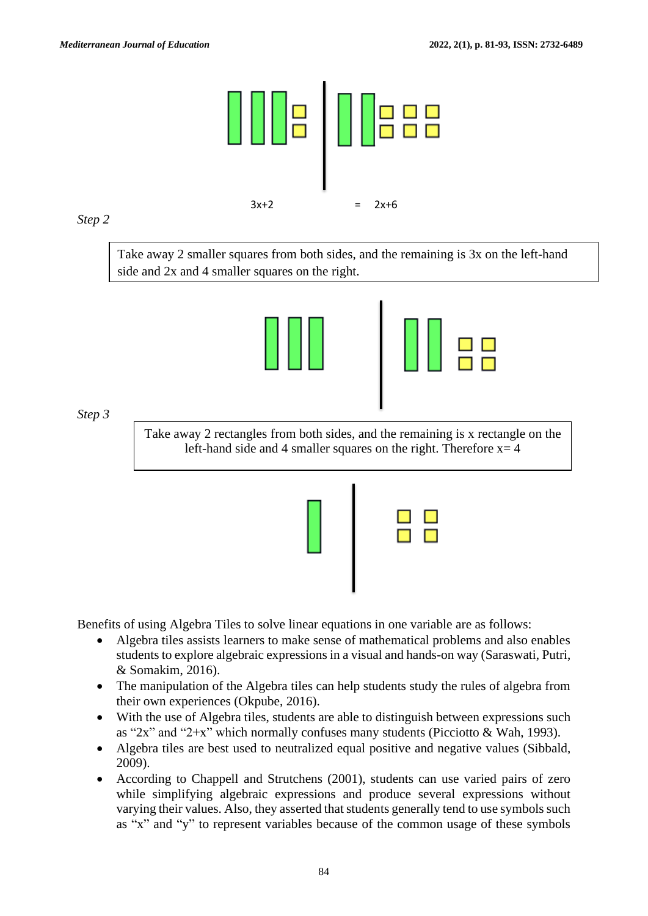3x+2 = 2x+6

*Step 2*

Take away 2 smaller squares from both sides, and the remaining is 3x on the left-hand side and 2x and 4 smaller squares on the right.

*Step 3*

Take away 2 rectangles from both sides, and the remaining is x rectangle on the left-hand side and 4 smaller squares on the right. Therefore x= 4

Benefits of using Algebra Tiles to solve linear equations in one variable are as follows:

- Algebra tiles assists learners to make sense of mathematical problems and also enables students to explore algebraic expressions in a visual and hands-on way (Saraswati, Putri, & Somakim, 2016).
- The manipulation of the Algebra tiles can help students study the rules of algebra from their own experiences (Okpube, 2016).
- With the use of Algebra tiles, students are able to distinguish between expressions such as "2x" and "2+x" which normally confuses many students (Picciotto & Wah, 1993).
- Algebra tiles are best used to neutralized equal positive and negative values (Sibbald, 2009).
- According to Chappell and Strutchens (2001), students can use varied pairs of zero while simplifying algebraic expressions and produce several expressions without varying their values. Also, they asserted that students generally tend to use symbols such as "x" and "y" to represent variables because of the common usage of these symbols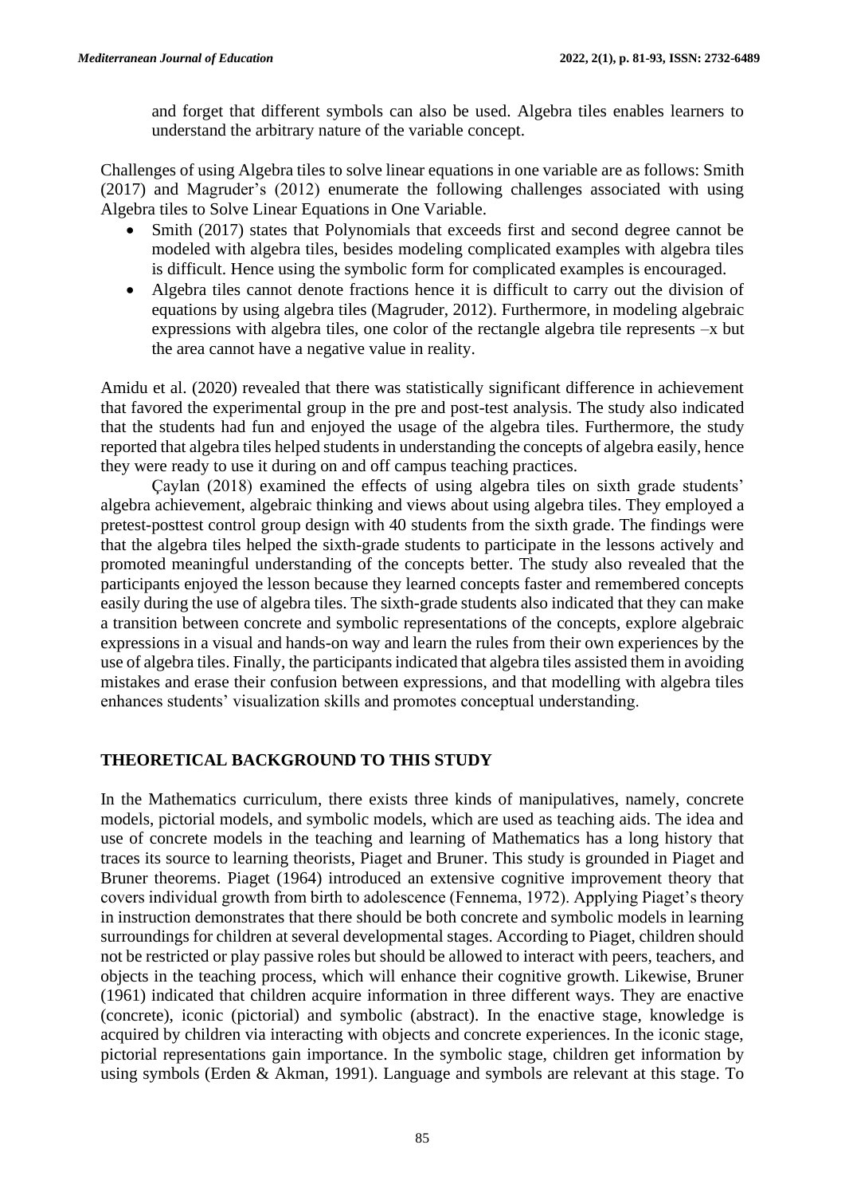and forget that different symbols can also be used. Algebra tiles enables learners to understand the arbitrary nature of the variable concept.

Challenges of using Algebra tiles to solve linear equations in one variable are as follows: Smith (2017) and Magruder's (2012) enumerate the following challenges associated with using Algebra tiles to Solve Linear Equations in One Variable.

- Smith (2017) states that Polynomials that exceeds first and second degree cannot be modeled with algebra tiles, besides modeling complicated examples with algebra tiles is difficult. Hence using the symbolic form for complicated examples is encouraged.
- Algebra tiles cannot denote fractions hence it is difficult to carry out the division of equations by using algebra tiles (Magruder, 2012). Furthermore, in modeling algebraic expressions with algebra tiles, one color of the rectangle algebra tile represents $-x$ but the area cannot have a negative value in reality.

Amidu et al. (2020) revealed that there was statistically significant difference in achievement that favored the experimental group in the pre and post-test analysis. The study also indicated that the students had fun and enjoyed the usage of the algebra tiles. Furthermore, the study reported that algebra tiles helped students in understanding the concepts of algebra easily, hence they were ready to use it during on and off campus teaching practices.

Çaylan (2018) examined the effects of using algebra tiles on sixth grade students' algebra achievement, algebraic thinking and views about using algebra tiles. They employed a pretest-posttest control group design with 40 students from the sixth grade. The findings were that the algebra tiles helped the sixth-grade students to participate in the lessons actively and promoted meaningful understanding of the concepts better. The study also revealed that the participants enjoyed the lesson because they learned concepts faster and remembered concepts easily during the use of algebra tiles. The sixth-grade students also indicated that they can make a transition between concrete and symbolic representations of the concepts, explore algebraic expressions in a visual and hands-on way and learn the rules from their own experiences by the use of algebra tiles. Finally, the participants indicated that algebra tiles assisted them in avoiding mistakes and erase their confusion between expressions, and that modelling with algebra tiles enhances students' visualization skills and promotes conceptual understanding.

## THEORETICAL BACKGROUND TO THIS STUDY

In the Mathematics curriculum, there exists three kinds of manipulatives, namely, concrete models, pictorial models, and symbolic models, which are used as teaching aids. The idea and use of concrete models in the teaching and learning of Mathematics has a long history that traces its source to learning theorists, Piaget and Bruner. This study is grounded in Piaget and Bruner theorems. Piaget (1964) introduced an extensive cognitive improvement theory that covers individual growth from birth to adolescence (Fennema, 1972). Applying Piaget's theory in instruction demonstrates that there should be both concrete and symbolic models in learning surroundings for children at several developmental stages. According to Piaget, children should not be restricted or play passive roles but should be allowed to interact with peers, teachers, and objects in the teaching process, which will enhance their cognitive growth. Likewise, Bruner (1961) indicated that children acquire information in three different ways. They are enactive (concrete), iconic (pictorial) and symbolic (abstract). In the enactive stage, knowledge is acquired by children via interacting with objects and concrete experiences. In the iconic stage, pictorial representations gain importance. In the symbolic stage, children get information by using symbols (Erden & Akman, 1991). Language and symbols are relevant at this stage. To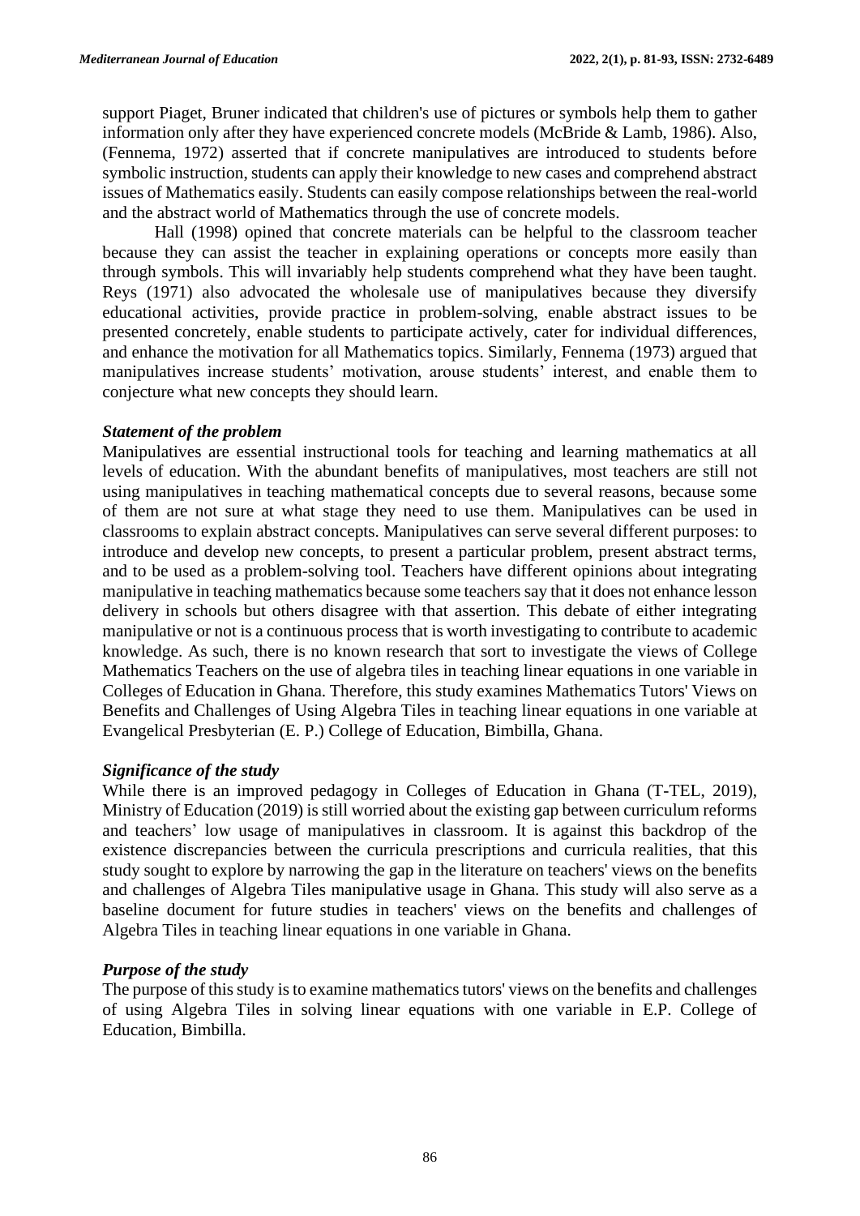support Piaget, Bruner indicated that children's use of pictures or symbols help them to gather information only after they have experienced concrete models (McBride & Lamb, 1986). Also, (Fennema, 1972) asserted that if concrete manipulatives are introduced to students before symbolic instruction, students can apply their knowledge to new cases and comprehend abstract issues of Mathematics easily. Students can easily compose relationships between the real-world and the abstract world of Mathematics through the use of concrete models.

Hall (1998) opined that concrete materials can be helpful to the classroom teacher because they can assist the teacher in explaining operations or concepts more easily than through symbols. This will invariably help students comprehend what they have been taught. Reys (1971) also advocated the wholesale use of manipulatives because they diversify educational activities, provide practice in problem-solving, enable abstract issues to be presented concretely, enable students to participate actively, cater for individual differences, and enhance the motivation for all Mathematics topics. Similarly, Fennema (1973) argued that manipulatives increase students' motivation, arouse students' interest, and enable them to conjecture what new concepts they should learn.

### *Statement of the problem*

Manipulatives are essential instructional tools for teaching and learning mathematics at all levels of education. With the abundant benefits of manipulatives, most teachers are still not using manipulatives in teaching mathematical concepts due to several reasons, because some of them are not sure at what stage they need to use them. Manipulatives can be used in classrooms to explain abstract concepts. Manipulatives can serve several different purposes: to introduce and develop new concepts, to present a particular problem, present abstract terms, and to be used as a problem-solving tool. Teachers have different opinions about integrating manipulative in teaching mathematics because some teachers say that it does not enhance lesson delivery in schools but others disagree with that assertion. This debate of either integrating manipulative or not is a continuous process that is worth investigating to contribute to academic knowledge. As such, there is no known research that sort to investigate the views of College Mathematics Teachers on the use of algebra tiles in teaching linear equations in one variable in Colleges of Education in Ghana. Therefore, this study examines Mathematics Tutors' Views on Benefits and Challenges of Using Algebra Tiles in teaching linear equations in one variable at Evangelical Presbyterian (E. P.) College of Education, Bimbilla, Ghana.

### *Significance of the study*

While there is an improved pedagogy in Colleges of Education in Ghana (T-TEL, 2019), Ministry of Education (2019) is still worried about the existing gap between curriculum reforms and teachers' low usage of manipulatives in classroom. It is against this backdrop of the existence discrepancies between the curricula prescriptions and curricula realities, that this study sought to explore by narrowing the gap in the literature on teachers' views on the benefits and challenges of Algebra Tiles manipulative usage in Ghana. This study will also serve as a baseline document for future studies in teachers' views on the benefits and challenges of Algebra Tiles in teaching linear equations in one variable in Ghana.

### *Purpose of the study*

The purpose of this study is to examine mathematics tutors' views on the benefits and challenges of using Algebra Tiles in solving linear equations with one variable in E.P. College of Education, Bimbilla.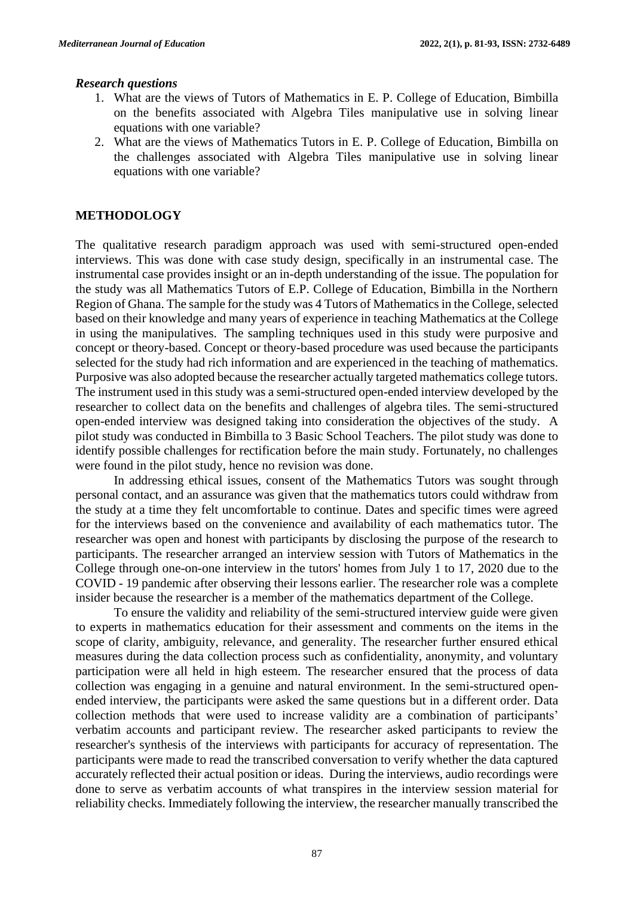***Research questions***

1. What are the views of Tutors of Mathematics in E. P. College of Education, Bimbilla on the benefits associated with Algebra Tiles manipulative use in solving linear equations with one variable?
2. What are the views of Mathematics Tutors in E. P. College of Education, Bimbilla on the challenges associated with Algebra Tiles manipulative use in solving linear equations with one variable?

## METHODOLOGY

The qualitative research paradigm approach was used with semi-structured open-ended interviews. This was done with case study design, specifically in an instrumental case. The instrumental case provides insight or an in-depth understanding of the issue. The population for the study was all Mathematics Tutors of E.P. College of Education, Bimbilla in the Northern Region of Ghana. The sample for the study was 4 Tutors of Mathematics in the College, selected based on their knowledge and many years of experience in teaching Mathematics at the College in using the manipulatives. The sampling techniques used in this study were purposive and concept or theory-based. Concept or theory-based procedure was used because the participants selected for the study had rich information and are experienced in the teaching of mathematics. Purposive was also adopted because the researcher actually targeted mathematics college tutors. The instrument used in this study was a semi-structured open-ended interview developed by the researcher to collect data on the benefits and challenges of algebra tiles. The semi-structured open-ended interview was designed taking into consideration the objectives of the study. A pilot study was conducted in Bimbilla to 3 Basic School Teachers. The pilot study was done to identify possible challenges for rectification before the main study. Fortunately, no challenges were found in the pilot study, hence no revision was done.

In addressing ethical issues, consent of the Mathematics Tutors was sought through personal contact, and an assurance was given that the mathematics tutors could withdraw from the study at a time they felt uncomfortable to continue. Dates and specific times were agreed for the interviews based on the convenience and availability of each mathematics tutor. The researcher was open and honest with participants by disclosing the purpose of the research to participants. The researcher arranged an interview session with Tutors of Mathematics in the College through one-on-one interview in the tutors' homes from July 1 to 17, 2020 due to the COVID - 19 pandemic after observing their lessons earlier. The researcher role was a complete insider because the researcher is a member of the mathematics department of the College.

To ensure the validity and reliability of the semi-structured interview guide were given to experts in mathematics education for their assessment and comments on the items in the scope of clarity, ambiguity, relevance, and generality. The researcher further ensured ethical measures during the data collection process such as confidentiality, anonymity, and voluntary participation were all held in high esteem. The researcher ensured that the process of data collection was engaging in a genuine and natural environment. In the semi-structured open-ended interview, the participants were asked the same questions but in a different order. Data collection methods that were used to increase validity are a combination of participants' verbatim accounts and participant review. The researcher asked participants to review the researcher's synthesis of the interviews with participants for accuracy of representation. The participants were made to read the transcribed conversation to verify whether the data captured accurately reflected their actual position or ideas. During the interviews, audio recordings were done to serve as verbatim accounts of what transpires in the interview session material for reliability checks. Immediately following the interview, the researcher manually transcribed the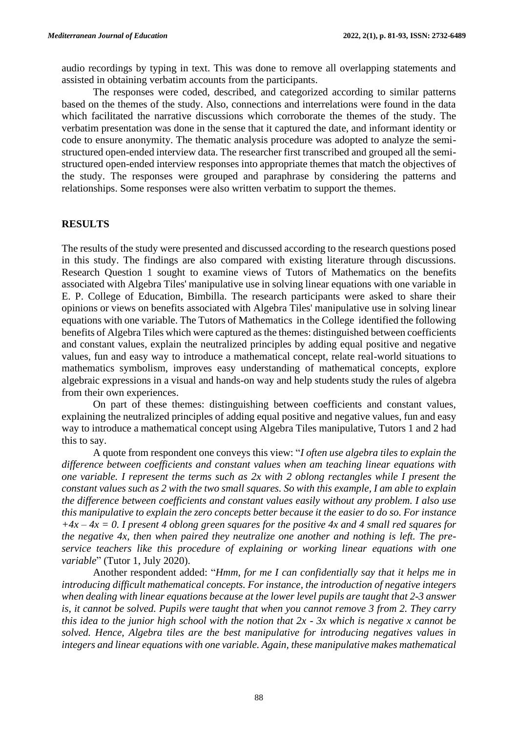audio recordings by typing in text. This was done to remove all overlapping statements and assisted in obtaining verbatim accounts from the participants.

The responses were coded, described, and categorized according to similar patterns based on the themes of the study. Also, connections and interrelations were found in the data which facilitated the narrative discussions which corroborate the themes of the study. The verbatim presentation was done in the sense that it captured the date, and informant identity or code to ensure anonymity. The thematic analysis procedure was adopted to analyze the semi-structured open-ended interview data. The researcher first transcribed and grouped all the semi-structured open-ended interview responses into appropriate themes that match the objectives of the study. The responses were grouped and paraphrase by considering the patterns and relationships. Some responses were also written verbatim to support the themes.

## RESULTS

The results of the study were presented and discussed according to the research questions posed in this study. The findings are also compared with existing literature through discussions. Research Question 1 sought to examine views of Tutors of Mathematics on the benefits associated with Algebra Tiles' manipulative use in solving linear equations with one variable in E. P. College of Education, Bimbilla. The research participants were asked to share their opinions or views on benefits associated with Algebra Tiles' manipulative use in solving linear equations with one variable. The Tutors of Mathematics in the College identified the following benefits of Algebra Tiles which were captured as the themes: distinguished between coefficients and constant values, explain the neutralized principles by adding equal positive and negative values, fun and easy way to introduce a mathematical concept, relate real-world situations to mathematics symbolism, improves easy understanding of mathematical concepts, explore algebraic expressions in a visual and hands-on way and help students study the rules of algebra from their own experiences.

On part of these themes: distinguishing between coefficients and constant values, explaining the neutralized principles of adding equal positive and negative values, fun and easy way to introduce a mathematical concept using Algebra Tiles manipulative, Tutors 1 and 2 had this to say.

A quote from respondent one conveys this view: "*I often use algebra tiles to explain the difference between coefficients and constant values when am teaching linear equations with one variable. I represent the terms such as 2x with 2 oblong rectangles while I present the constant values such as 2 with the two small squares. So with this example, I am able to explain the difference between coefficients and constant values easily without any problem. I also use this manipulative to explain the zero concepts better because it the easier to do so. For instance $+4x - 4x = 0$. I present 4 oblong green squares for the positive 4x and 4 small red squares for the negative 4x, then when paired they neutralize one another and nothing is left. The pre-service teachers like this procedure of explaining or working linear equations with one variable*" (Tutor 1, July 2020).

Another respondent added: "*Hmm, for me I can confidentially say that it helps me in introducing difficult mathematical concepts. For instance, the introduction of negative integers when dealing with linear equations because at the lower level pupils are taught that 2-3 answer is, it cannot be solved. Pupils were taught that when you cannot remove 3 from 2. They carry this idea to the junior high school with the notion that 2x - 3x which is negative x cannot be solved. Hence, Algebra tiles are the best manipulative for introducing negatives values in integers and linear equations with one variable. Again, these manipulative makes mathematical*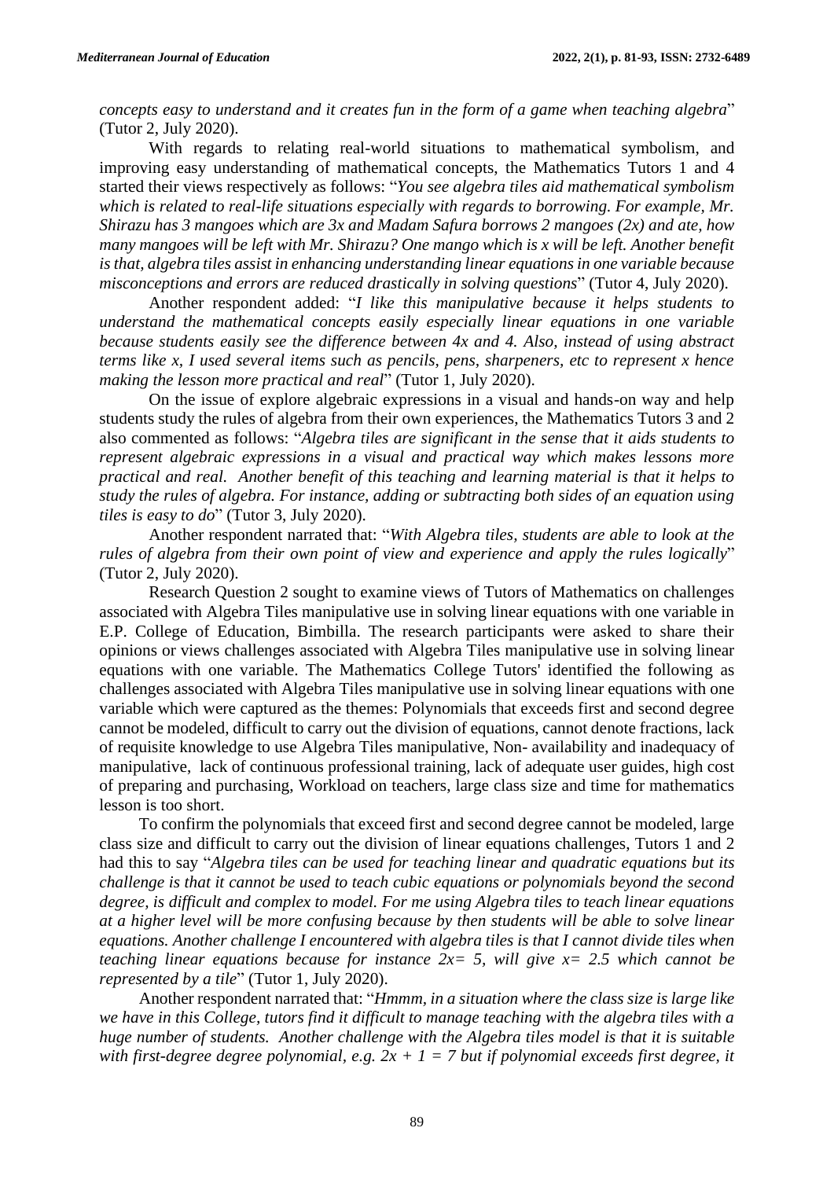*concepts easy to understand and it creates fun in the form of a game when teaching algebra*" (Tutor 2, July 2020).

With regards to relating real-world situations to mathematical symbolism, and improving easy understanding of mathematical concepts, the Mathematics Tutors 1 and 4 started their views respectively as follows: "*You see algebra tiles aid mathematical symbolism which is related to real-life situations especially with regards to borrowing. For example, Mr. Shirazu has 3 mangoes which are 3x and Madam Safura borrows 2 mangoes (2x) and ate, how many mangoes will be left with Mr. Shirazu? One mango which is x will be left. Another benefit is that, algebra tiles assist in enhancing understanding linear equations in one variable because misconceptions and errors are reduced drastically in solving questions*" (Tutor 4, July 2020).

Another respondent added: "*I like this manipulative because it helps students to understand the mathematical concepts easily especially linear equations in one variable because students easily see the difference between 4x and 4. Also, instead of using abstract terms like x, I used several items such as pencils, pens, sharpeners, etc to represent x hence making the lesson more practical and real*" (Tutor 1, July 2020).

On the issue of explore algebraic expressions in a visual and hands-on way and help students study the rules of algebra from their own experiences, the Mathematics Tutors 3 and 2 also commented as follows: "*Algebra tiles are significant in the sense that it aids students to represent algebraic expressions in a visual and practical way which makes lessons more practical and real. Another benefit of this teaching and learning material is that it helps to study the rules of algebra. For instance, adding or subtracting both sides of an equation using tiles is easy to do*" (Tutor 3, July 2020).

Another respondent narrated that: "*With Algebra tiles, students are able to look at the rules of algebra from their own point of view and experience and apply the rules logically*" (Tutor 2, July 2020).

Research Question 2 sought to examine views of Tutors of Mathematics on challenges associated with Algebra Tiles manipulative use in solving linear equations with one variable in E.P. College of Education, Bimbilla. The research participants were asked to share their opinions or views challenges associated with Algebra Tiles manipulative use in solving linear equations with one variable. The Mathematics College Tutors' identified the following as challenges associated with Algebra Tiles manipulative use in solving linear equations with one variable which were captured as the themes: Polynomials that exceeds first and second degree cannot be modeled, difficult to carry out the division of equations, cannot denote fractions, lack of requisite knowledge to use Algebra Tiles manipulative, Non- availability and inadequacy of manipulative, lack of continuous professional training, lack of adequate user guides, high cost of preparing and purchasing, Workload on teachers, large class size and time for mathematics lesson is too short.

To confirm the polynomials that exceed first and second degree cannot be modeled, large class size and difficult to carry out the division of linear equations challenges, Tutors 1 and 2 had this to say "*Algebra tiles can be used for teaching linear and quadratic equations but its challenge is that it cannot be used to teach cubic equations or polynomials beyond the second degree, is difficult and complex to model. For me using Algebra tiles to teach linear equations at a higher level will be more confusing because by then students will be able to solve linear equations. Another challenge I encountered with algebra tiles is that I cannot divide tiles when teaching linear equations because for instance 2x= 5, will give x= 2.5 which cannot be represented by a tile*" (Tutor 1, July 2020).

Another respondent narrated that: "*Hmmm, in a situation where the class size is large like we have in this College, tutors find it difficult to manage teaching with the algebra tiles with a huge number of students. Another challenge with the Algebra tiles model is that it is suitable with first-degree degree polynomial, e.g. 2x + 1 = 7 but if polynomial exceeds first degree, it*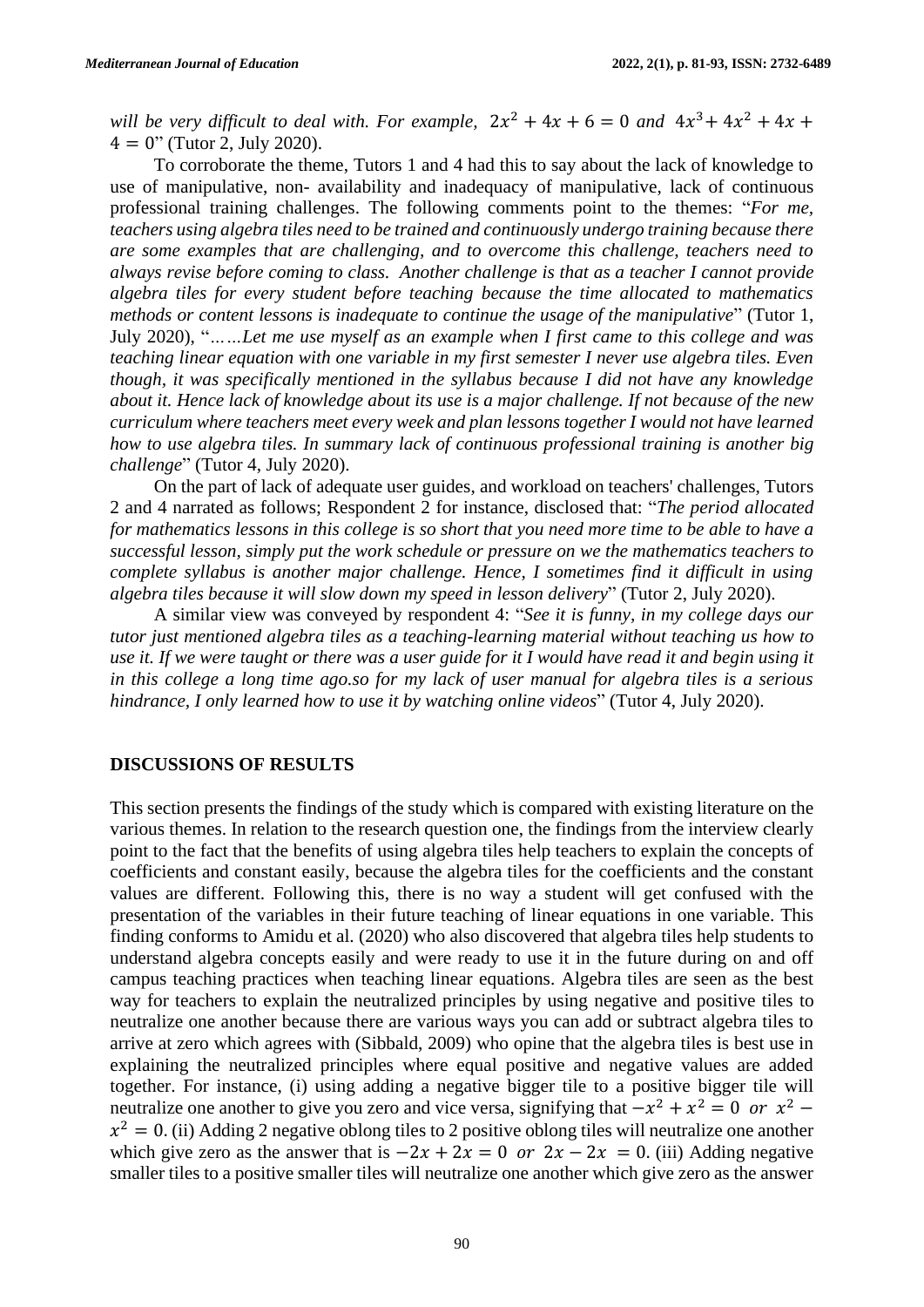*will be very difficult to deal with. For example,* $2x^2 + 4x + 6 = 0$ *and* $4x^3 + 4x^2 + 4x + 4 = 0$" (Tutor 2, July 2020).

To corroborate the theme, Tutors 1 and 4 had this to say about the lack of knowledge to use of manipulative, non- availability and inadequacy of manipulative, lack of continuous professional training challenges. The following comments point to the themes: "*For me, teachers using algebra tiles need to be trained and continuously undergo training because there are some examples that are challenging, and to overcome this challenge, teachers need to always revise before coming to class. Another challenge is that as a teacher I cannot provide algebra tiles for every student before teaching because the time allocated to mathematics methods or content lessons is inadequate to continue the usage of the manipulative*" (Tutor 1, July 2020), "*……Let me use myself as an example when I first came to this college and was teaching linear equation with one variable in my first semester I never use algebra tiles. Even though, it was specifically mentioned in the syllabus because I did not have any knowledge about it. Hence lack of knowledge about its use is a major challenge. If not because of the new curriculum where teachers meet every week and plan lessons together I would not have learned how to use algebra tiles. In summary lack of continuous professional training is another big challenge*" (Tutor 4, July 2020).

On the part of lack of adequate user guides, and workload on teachers' challenges, Tutors 2 and 4 narrated as follows; Respondent 2 for instance, disclosed that: "*The period allocated for mathematics lessons in this college is so short that you need more time to be able to have a successful lesson, simply put the work schedule or pressure on we the mathematics teachers to complete syllabus is another major challenge. Hence, I sometimes find it difficult in using algebra tiles because it will slow down my speed in lesson delivery*" (Tutor 2, July 2020).

A similar view was conveyed by respondent 4: "*See it is funny, in my college days our tutor just mentioned algebra tiles as a teaching-learning material without teaching us how to use it. If we were taught or there was a user guide for it I would have read it and begin using it in this college a long time ago.so for my lack of user manual for algebra tiles is a serious hindrance, I only learned how to use it by watching online videos*" (Tutor 4, July 2020).

## DISCUSSIONS OF RESULTS

This section presents the findings of the study which is compared with existing literature on the various themes. In relation to the research question one, the findings from the interview clearly point to the fact that the benefits of using algebra tiles help teachers to explain the concepts of coefficients and constant easily, because the algebra tiles for the coefficients and the constant values are different. Following this, there is no way a student will get confused with the presentation of the variables in their future teaching of linear equations in one variable. This finding conforms to Amidu et al. (2020) who also discovered that algebra tiles help students to understand algebra concepts easily and were ready to use it in the future during on and off campus teaching practices when teaching linear equations. Algebra tiles are seen as the best way for teachers to explain the neutralized principles by using negative and positive tiles to neutralize one another because there are various ways you can add or subtract algebra tiles to arrive at zero which agrees with (Sibbald, 2009) who opine that the algebra tiles is best use in explaining the neutralized principles where equal positive and negative values are added together. For instance, (i) using adding a negative bigger tile to a positive bigger tile will neutralize one another to give you zero and vice versa, signifying that $-x^2 + x^2 = 0$ *or* $x^2 - x^2 = 0$. (ii) Adding 2 negative oblong tiles to 2 positive oblong tiles will neutralize one another which give zero as the answer that is $-2x + 2x = 0$ *or* $2x - 2x = 0$. (iii) Adding negative smaller tiles to a positive smaller tiles will neutralize one another which give zero as the answer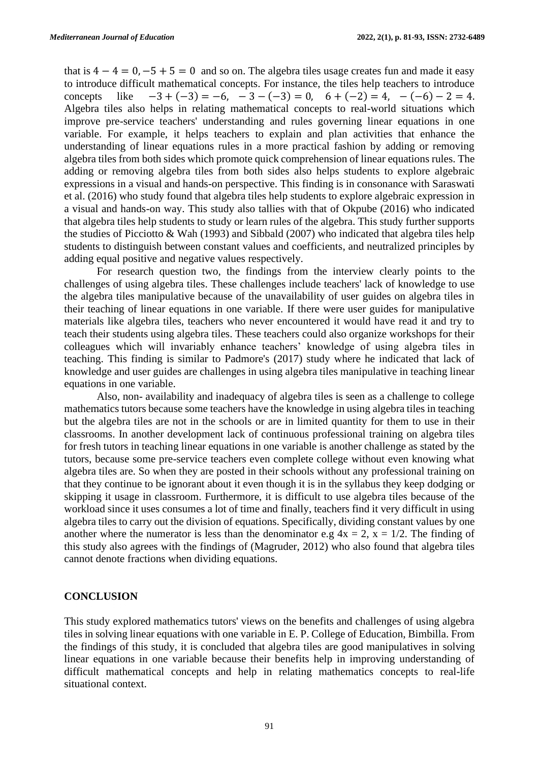that is $4 - 4 = 0, -5 + 5 = 0$ and so on. The algebra tiles usage creates fun and made it easy to introduce difficult mathematical concepts. For instance, the tiles help teachers to introduce concepts like $-3 + (-3) = -6$, $-3 - (-3) = 0$, $6 + (-2) = 4$, $-(-6) - 2 = 4$. Algebra tiles also helps in relating mathematical concepts to real-world situations which improve pre-service teachers' understanding and rules governing linear equations in one variable. For example, it helps teachers to explain and plan activities that enhance the understanding of linear equations rules in a more practical fashion by adding or removing algebra tiles from both sides which promote quick comprehension of linear equations rules. The adding or removing algebra tiles from both sides also helps students to explore algebraic expressions in a visual and hands-on perspective. This finding is in consonance with Saraswati et al. (2016) who study found that algebra tiles help students to explore algebraic expression in a visual and hands-on way. This study also tallies with that of Okpube (2016) who indicated that algebra tiles help students to study or learn rules of the algebra. This study further supports the studies of Picciotto & Wah (1993) and Sibbald (2007) who indicated that algebra tiles help students to distinguish between constant values and coefficients, and neutralized principles by adding equal positive and negative values respectively.

For research question two, the findings from the interview clearly points to the challenges of using algebra tiles. These challenges include teachers' lack of knowledge to use the algebra tiles manipulative because of the unavailability of user guides on algebra tiles in their teaching of linear equations in one variable. If there were user guides for manipulative materials like algebra tiles, teachers who never encountered it would have read it and try to teach their students using algebra tiles. These teachers could also organize workshops for their colleagues which will invariably enhance teachers' knowledge of using algebra tiles in teaching. This finding is similar to Padmore's (2017) study where he indicated that lack of knowledge and user guides are challenges in using algebra tiles manipulative in teaching linear equations in one variable.

Also, non- availability and inadequacy of algebra tiles is seen as a challenge to college mathematics tutors because some teachers have the knowledge in using algebra tiles in teaching but the algebra tiles are not in the schools or are in limited quantity for them to use in their classrooms. In another development lack of continuous professional training on algebra tiles for fresh tutors in teaching linear equations in one variable is another challenge as stated by the tutors, because some pre-service teachers even complete college without even knowing what algebra tiles are. So when they are posted in their schools without any professional training on that they continue to be ignorant about it even though it is in the syllabus they keep dodging or skipping it usage in classroom. Furthermore, it is difficult to use algebra tiles because of the workload since it uses consumes a lot of time and finally, teachers find it very difficult in using algebra tiles to carry out the division of equations. Specifically, dividing constant values by one another where the numerator is less than the denominator e.g $4x = 2$, $x = 1/2$. The finding of this study also agrees with the findings of (Magruder, 2012) who also found that algebra tiles cannot denote fractions when dividing equations.

## CONCLUSION

This study explored mathematics tutors' views on the benefits and challenges of using algebra tiles in solving linear equations with one variable in E. P. College of Education, Bimbilla. From the findings of this study, it is concluded that algebra tiles are good manipulatives in solving linear equations in one variable because their benefits help in improving understanding of difficult mathematical concepts and help in relating mathematics concepts to real-life situational context.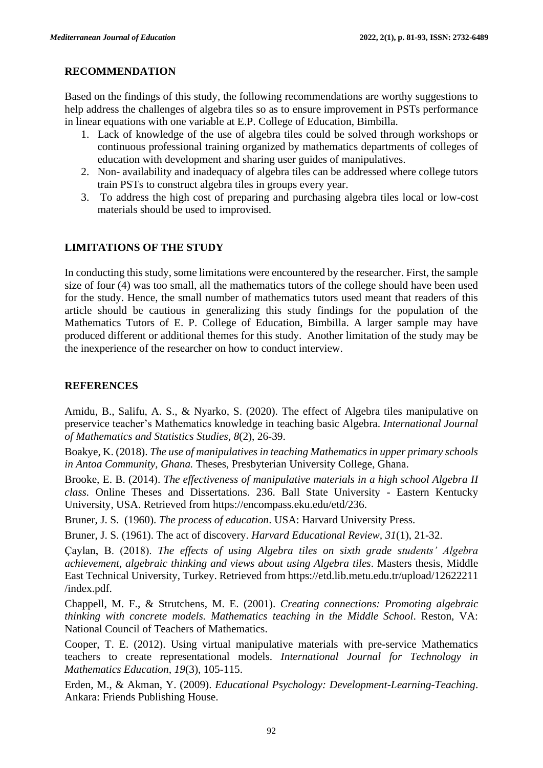## RECOMMENDATION

Based on the findings of this study, the following recommendations are worthy suggestions to help address the challenges of algebra tiles so as to ensure improvement in PSTs performance in linear equations with one variable at E.P. College of Education, Bimbilla.

1. Lack of knowledge of the use of algebra tiles could be solved through workshops or continuous professional training organized by mathematics departments of colleges of education with development and sharing user guides of manipulatives.
2. Non- availability and inadequacy of algebra tiles can be addressed where college tutors train PSTs to construct algebra tiles in groups every year.
3. To address the high cost of preparing and purchasing algebra tiles local or low-cost materials should be used to improvised.

## LIMITATIONS OF THE STUDY

In conducting this study, some limitations were encountered by the researcher. First, the sample size of four (4) was too small, all the mathematics tutors of the college should have been used for the study. Hence, the small number of mathematics tutors used meant that readers of this article should be cautious in generalizing this study findings for the population of the Mathematics Tutors of E. P. College of Education, Bimbilla. A larger sample may have produced different or additional themes for this study. Another limitation of the study may be the inexperience of the researcher on how to conduct interview.

## REFERENCES

Amidu, B., Salifu, A. S., & Nyarko, S. (2020). The effect of Algebra tiles manipulative on preservice teacher's Mathematics knowledge in teaching basic Algebra. *International Journal of Mathematics and Statistics Studies, 8*(2), 26-39.

Boakye, K. (2018). *The use of manipulatives in teaching Mathematics in upper primary schools in Antoa Community, Ghana.* Theses, Presbyterian University College, Ghana.

Brooke, E. B. (2014). *The effectiveness of manipulative materials in a high school Algebra II class.* Online Theses and Dissertations. 236. Ball State University - Eastern Kentucky University, USA. Retrieved from https://encompass.eku.edu/etd/236.

Bruner, J. S. (1960). *The process of education*. USA: Harvard University Press.

Bruner, J. S. (1961). The act of discovery. *Harvard Educational Review*, *31*(1), 21-32.

Çaylan, B. (2018). *The effects of using Algebra tiles on sixth grade students' Algebra achievement, algebraic thinking and views about using Algebra tiles*. Masters thesis, Middle East Technical University, Turkey. Retrieved from https://etd.lib.metu.edu.tr/upload/12622211/index.pdf.

Chappell, M. F., & Strutchens, M. E. (2001). *Creating connections: Promoting algebraic thinking with concrete models. Mathematics teaching in the Middle School*. Reston, VA: National Council of Teachers of Mathematics.

Cooper, T. E. (2012). Using virtual manipulative materials with pre-service Mathematics teachers to create representational models. *International Journal for Technology in Mathematics Education*, *19*(3), 105-115.

Erden, M., & Akman, Y. (2009). *Educational Psychology: Development-Learning-Teaching*. Ankara: Friends Publishing House.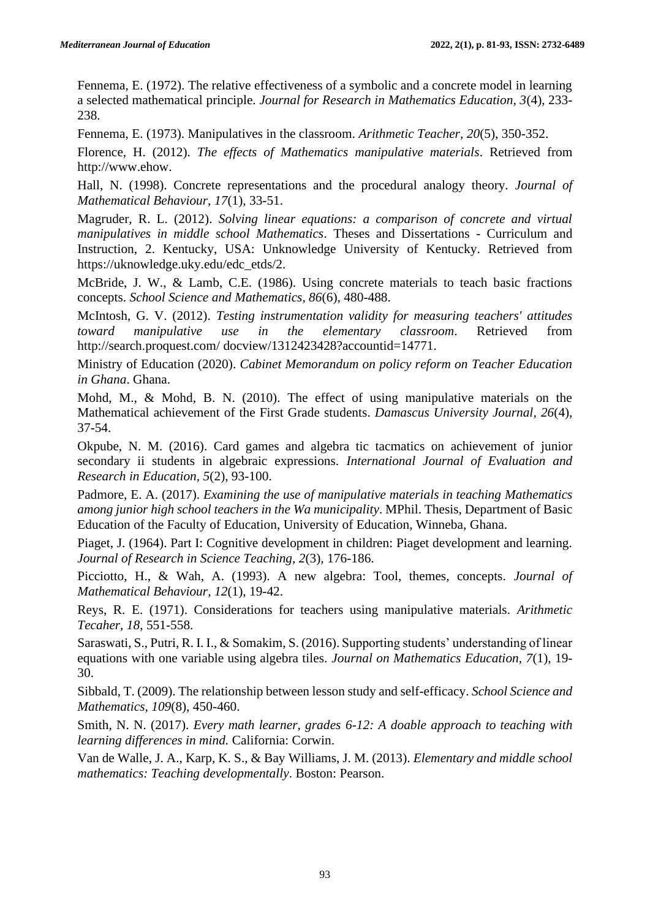Fennema, E. (1972). The relative effectiveness of a symbolic and a concrete model in learning a selected mathematical principle. *Journal for Research in Mathematics Education, 3*(4), 233-238.

Fennema, E. (1973). Manipulatives in the classroom. *Arithmetic Teacher, 20*(5), 350-352.

Florence, H. (2012). *The effects of Mathematics manipulative materials*. Retrieved from http://www.ehow.

Hall, N. (1998). Concrete representations and the procedural analogy theory. *Journal of Mathematical Behaviour, 17*(1), 33-51.

Magruder, R. L. (2012). *Solving linear equations: a comparison of concrete and virtual manipulatives in middle school Mathematics*. Theses and Dissertations - Curriculum and Instruction, 2. Kentucky, USA: Unknowledge University of Kentucky. Retrieved from https://uknowledge.uky.edu/edc_etds/2.

McBride, J. W., & Lamb, C.E. (1986). Using concrete materials to teach basic fractions concepts. *School Science and Mathematics, 86*(6), 480-488.

McIntosh, G. V. (2012). *Testing instrumentation validity for measuring teachers' attitudes toward manipulative use in the elementary classroom*. Retrieved from http://search.proquest.com/ docview/1312423428?accountid=14771.

Ministry of Education (2020). *Cabinet Memorandum on policy reform on Teacher Education in Ghana*. Ghana.

Mohd, M., & Mohd, B. N. (2010). The effect of using manipulative materials on the Mathematical achievement of the First Grade students. *Damascus University Journal, 26*(4), 37-54.

Okpube, N. M. (2016). Card games and algebra tic tacmatics on achievement of junior secondary ii students in algebraic expressions. *International Journal of Evaluation and Research in Education, 5*(2), 93-100.

Padmore, E. A. (2017). *Examining the use of manipulative materials in teaching Mathematics among junior high school teachers in the Wa municipality*. MPhil. Thesis, Department of Basic Education of the Faculty of Education, University of Education, Winneba, Ghana.

Piaget, J. (1964). Part I: Cognitive development in children: Piaget development and learning. *Journal of Research in Science Teaching, 2*(3), 176-186.

Picciotto, H., & Wah, A. (1993). A new algebra: Tool, themes, concepts. *Journal of Mathematical Behaviour, 12*(1), 19-42.

Reys, R. E. (1971). Considerations for teachers using manipulative materials. *Arithmetic Tecaher, 18*, 551-558.

Saraswati, S., Putri, R. I. I., & Somakim, S. (2016). Supporting students' understanding of linear equations with one variable using algebra tiles. *Journal on Mathematics Education, 7*(1), 19-30.

Sibbald, T. (2009). The relationship between lesson study and self-efficacy. *School Science and Mathematics, 109*(8), 450-460.

Smith, N. N. (2017). *Every math learner, grades 6-12: A doable approach to teaching with learning differences in mind.* California: Corwin.

Van de Walle, J. A., Karp, K. S., & Bay Williams, J. M. (2013). *Elementary and middle school mathematics: Teaching developmentally*. Boston: Pearson.